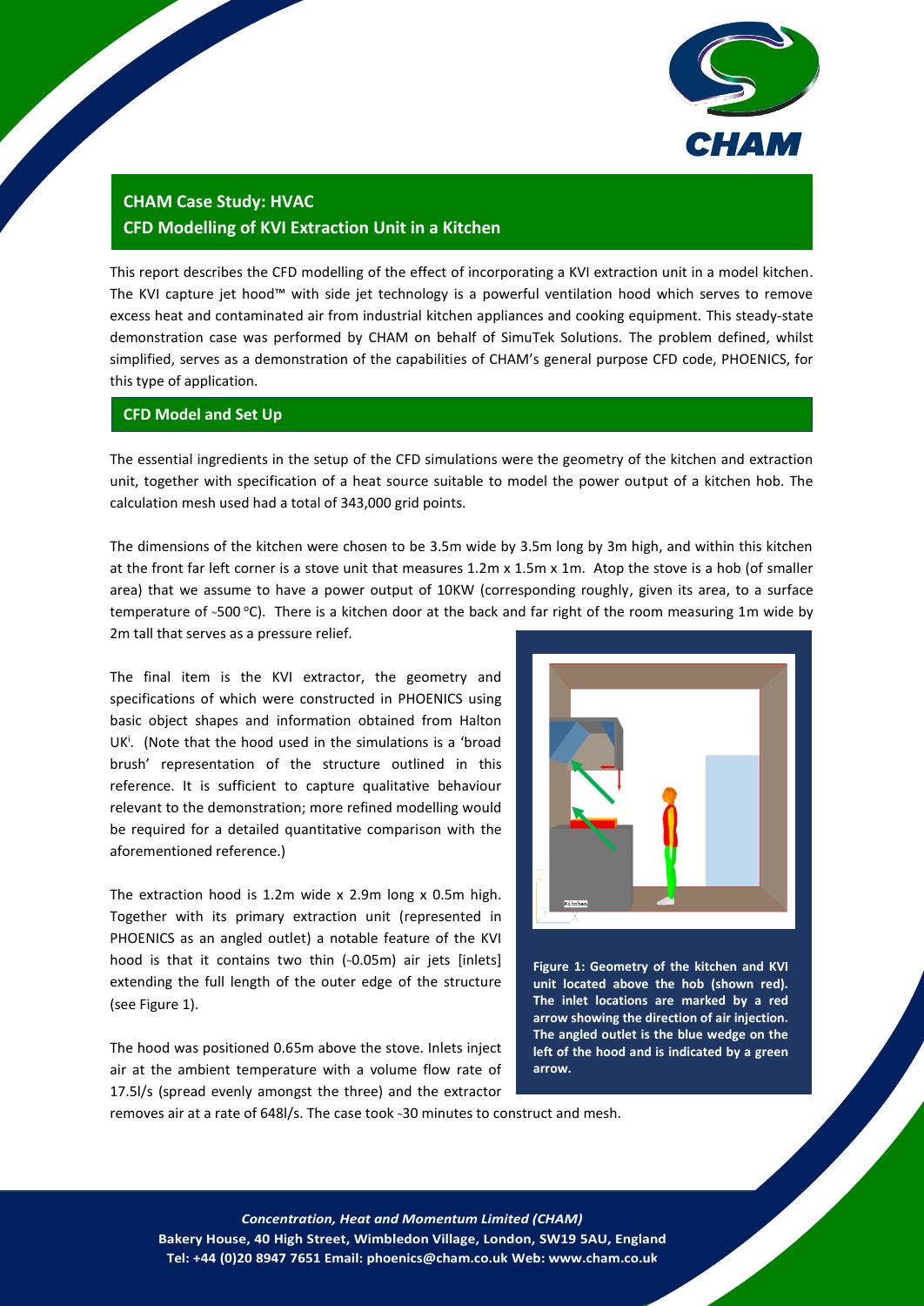# CHAM Case Study: HVAC
## CFD Modelling of KVI Extraction Unit in a Kitchen

This report describes the CFD modelling of the effect of incorporating a KVI extraction unit in a model kitchen. The KVI capture jet hood™ with side jet technology is a powerful ventilation hood which serves to remove excess heat and contaminated air from industrial kitchen appliances and cooking equipment. This steady-state demonstration case was performed by CHAM on behalf of SimuTek Solutions. The problem defined, whilst simplified, serves as a demonstration of the capabilities of CHAM's general purpose CFD code, PHOENICS, for this type of application.

## CFD Model and Set Up

The essential ingredients in the setup of the CFD simulations were the geometry of the kitchen and extraction unit, together with specification of a heat source suitable to model the power output of a kitchen hob. The calculation mesh used had a total of 343,000 grid points.

The dimensions of the kitchen were chosen to be 3.5m wide by 3.5m long by 3m high, and within this kitchen at the front far left corner is a stove unit that measures 1.2m x 1.5m x 1m. Atop the stove is a hob (of smaller area) that we assume to have a power output of 10KW (corresponding roughly, given its area, to a surface temperature of ~500 °C). There is a kitchen door at the back and far right of the room measuring 1m wide by 2m tall that serves as a pressure relief.

The final item is the KVI extractor, the geometry and specifications of which were constructed in PHOENICS using basic object shapes and information obtained from Halton UK[i]. (Note that the hood used in the simulations is a 'broad brush' representation of the structure outlined in this reference. It is sufficient to capture qualitative behaviour relevant to the demonstration; more refined modelling would be required for a detailed quantitative comparison with the aforementioned reference.)

The extraction hood is 1.2m wide x 2.9m long x 0.5m high. Together with its primary extraction unit (represented in PHOENICS as an angled outlet) a notable feature of the KVI hood is that it contains two thin (~0.05m) air jets [inlets] extending the full length of the outer edge of the structure (see Figure 1).

The hood was positioned 0.65m above the stove. Inlets inject air at the ambient temperature with a volume flow rate of 17.5l/s (spread evenly amongst the three) and the extractor removes air at a rate of 648l/s. The case took ~30 minutes to construct and mesh.

**Figure 1: Geometry of the kitchen and KVI unit located above the hob (shown red). The inlet locations are marked by a red arrow showing the direction of air injection. The angled outlet is the blue wedge on the left of the hood and is indicated by a green arrow.**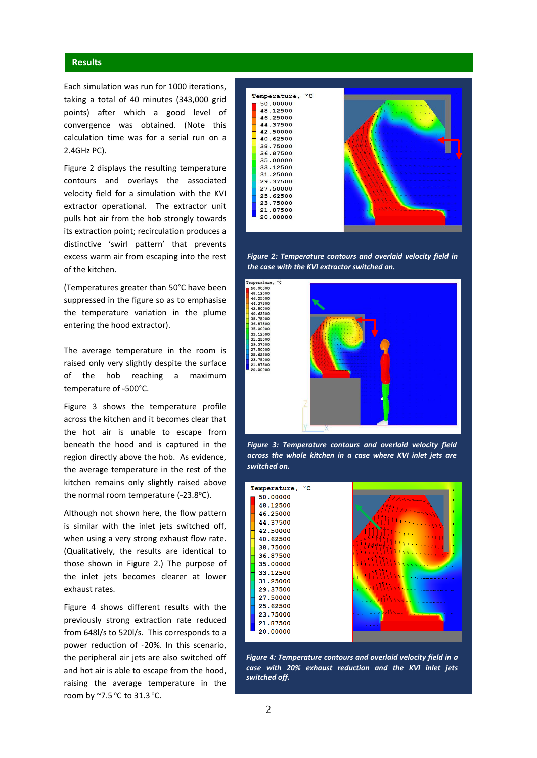## Results

Each simulation was run for 1000 iterations, taking a total of 40 minutes (343,000 grid points) after which a good level of convergence was obtained. (Note this calculation time was for a serial run on a 2.4GHz PC).

Figure 2 displays the resulting temperature contours and overlays the associated velocity field for a simulation with the KVI extractor operational. The extractor unit pulls hot air from the hob strongly towards its extraction point; recirculation produces a distinctive 'swirl pattern' that prevents excess warm air from escaping into the rest of the kitchen.

(Temperatures greater than 50°C have been suppressed in the figure so as to emphasise the temperature variation in the plume entering the hood extractor).

The average temperature in the room is raised only very slightly despite the surface of the hob reaching a maximum temperature of ~500°C.

Figure 3 shows the temperature profile across the kitchen and it becomes clear that the hot air is unable to escape from beneath the hood and is captured in the region directly above the hob. As evidence, the average temperature in the rest of the kitchen remains only slightly raised above the normal room temperature (~23.8°C).

Although not shown here, the flow pattern is similar with the inlet jets switched off, when using a very strong exhaust flow rate. (Qualitatively, the results are identical to those shown in Figure 2.) The purpose of the inlet jets becomes clearer at lower exhaust rates.

Figure 4 shows different results with the previously strong extraction rate reduced from 648l/s to 520l/s. This corresponds to a power reduction of ~20%. In this scenario, the peripheral air jets are also switched off and hot air is able to escape from the hood, raising the average temperature in the room by ~7.5 °C to 31.3 °C.

*Figure 2: Temperature contours and overlaid velocity field in the case with the KVI extractor switched on.*

*Figure 3: Temperature contours and overlaid velocity field across the whole kitchen in a case where KVI inlet jets are switched on.*

*Figure 4: Temperature contours and overlaid velocity field in a case with 20% exhaust reduction and the KVI inlet jets switched off.*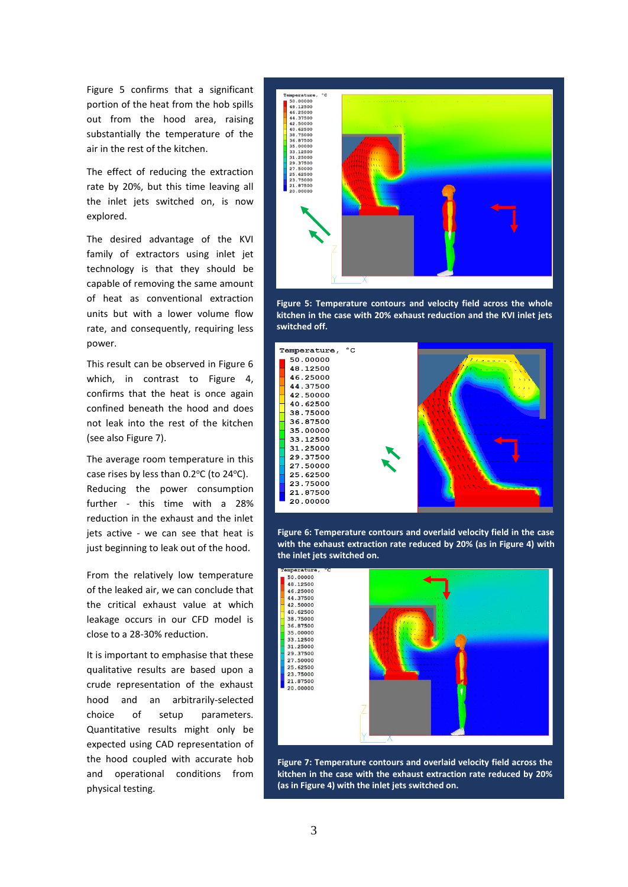Figure 5 confirms that a significant portion of the heat from the hob spills out from the hood area, raising substantially the temperature of the air in the rest of the kitchen.

The effect of reducing the extraction rate by 20%, but this time leaving all the inlet jets switched on, is now explored.

The desired advantage of the KVI family of extractors using inlet jet technology is that they should be capable of removing the same amount of heat as conventional extraction units but with a lower volume flow rate, and consequently, requiring less power.

This result can be observed in Figure 6 which, in contrast to Figure 4, confirms that the heat is once again confined beneath the hood and does not leak into the rest of the kitchen (see also Figure 7).

The average room temperature in this case rises by less than 0.2ºC (to 24ºC). Reducing the power consumption further - this time with a 28% reduction in the exhaust and the inlet jets active - we can see that heat is just beginning to leak out of the hood.

From the relatively low temperature of the leaked air, we can conclude that the critical exhaust value at which leakage occurs in our CFD model is close to a 28-30% reduction.

It is important to emphasise that these qualitative results are based upon a crude representation of the exhaust hood and an arbitrarily-selected choice of setup parameters. Quantitative results might only be expected using CAD representation of the hood coupled with accurate hob and operational conditions from physical testing.

**Figure 5: Temperature contours and velocity field across the whole kitchen in the case with 20% exhaust reduction and the KVI inlet jets switched off.**

**Figure 6: Temperature contours and overlaid velocity field in the case with the exhaust extraction rate reduced by 20% (as in Figure 4) with the inlet jets switched on.**

**Figure 7: Temperature contours and overlaid velocity field across the kitchen in the case with the exhaust extraction rate reduced by 20% (as in Figure 4) with the inlet jets switched on.**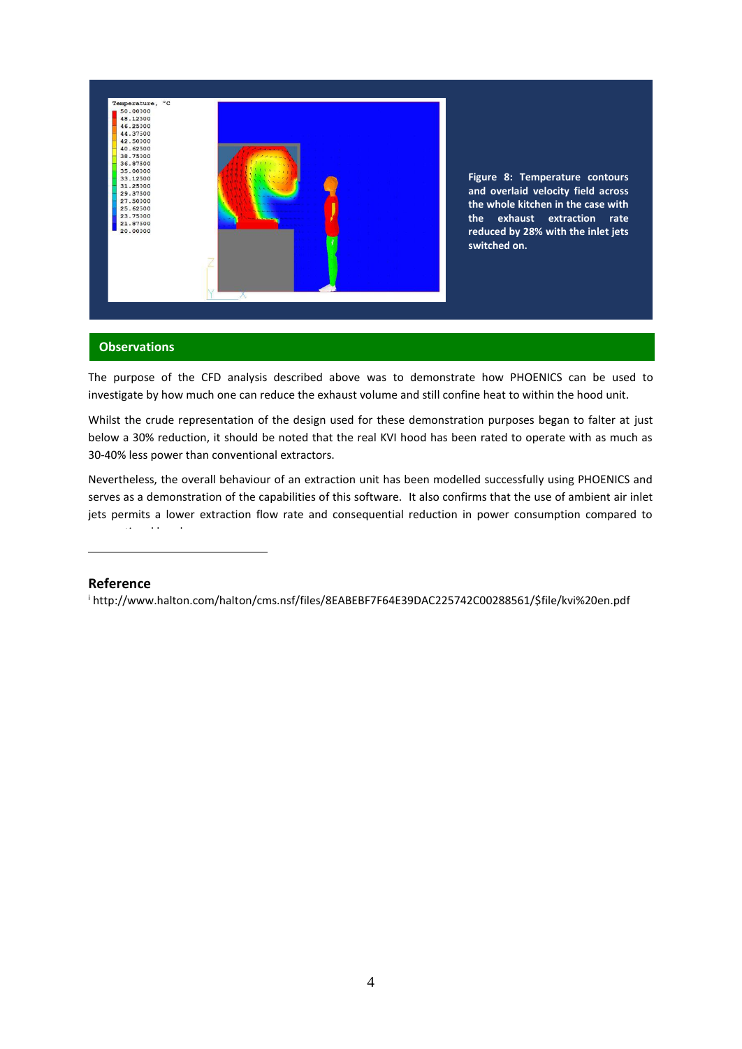Temperature, °C
50.00000
48.12500
46.25000
44.37500
42.50000
40.62500
38.75000
36.87500
35.00000
33.12500
31.25000
29.37500
27.50000
25.62500
23.75000
21.87500
20.00000

**Figure 8: Temperature contours and overlaid velocity field across the whole kitchen in the case with the exhaust extraction rate reduced by 28% with the inlet jets switched on.**

## Observations

The purpose of the CFD analysis described above was to demonstrate how PHOENICS can be used to investigate by how much one can reduce the exhaust volume and still confine heat to within the hood unit.

Whilst the crude representation of the design used for these demonstration purposes began to falter at just below a 30% reduction, it should be noted that the real KVI hood has been rated to operate with as much as 30-40% less power than conventional extractors.

Nevertheless, the overall behaviour of an extraction unit has been modelled successfully using PHOENICS and serves as a demonstration of the capabilities of this software. It also confirms that the use of ambient air inlet jets permits a lower extraction flow rate and consequential reduction in power consumption compared to conventional hoods.

---

## Reference

[i] http://www.halton.com/halton/cms.nsf/files/8EABEBF7F64E39DAC225742C00288561/$file/kvi%20en.pdf